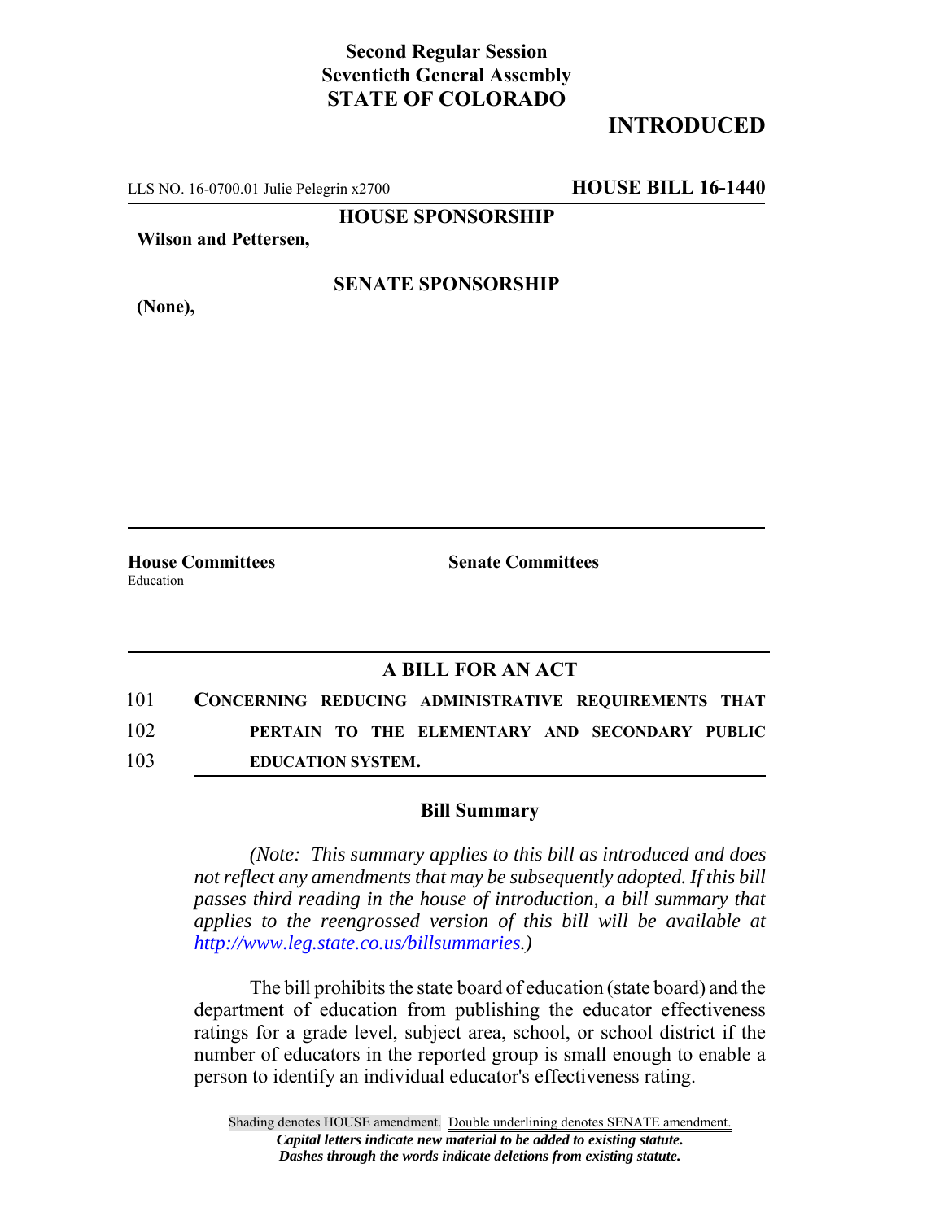**Second Regular Session**
**Seventieth General Assembly**
**STATE OF COLORADO**

**INTRODUCED**

LLS NO. 16-0700.01 Julie Pelegrin x2700 **HOUSE BILL 16-1440**

**HOUSE SPONSORSHIP**

**Wilson and Pettersen,**

**SENATE SPONSORSHIP**

**(None),**

**House Committees**
Education

**Senate Committees**

## A BILL FOR AN ACT

101 **CONCERNING REDUCING ADMINISTRATIVE REQUIREMENTS THAT**
102 **PERTAIN TO THE ELEMENTARY AND SECONDARY PUBLIC**
103 **EDUCATION SYSTEM.**

### Bill Summary

*(Note: This summary applies to this bill as introduced and does not reflect any amendments that may be subsequently adopted. If this bill passes third reading in the house of introduction, a bill summary that applies to the reengrossed version of this bill will be available at http://www.leg.state.co.us/billsummaries.)*

The bill prohibits the state board of education (state board) and the department of education from publishing the educator effectiveness ratings for a grade level, subject area, school, or school district if the number of educators in the reported group is small enough to enable a person to identify an individual educator's effectiveness rating.

Shading denotes HOUSE amendment. Double underlining denotes SENATE amendment.
*Capital letters indicate new material to be added to existing statute.*
*Dashes through the words indicate deletions from existing statute.*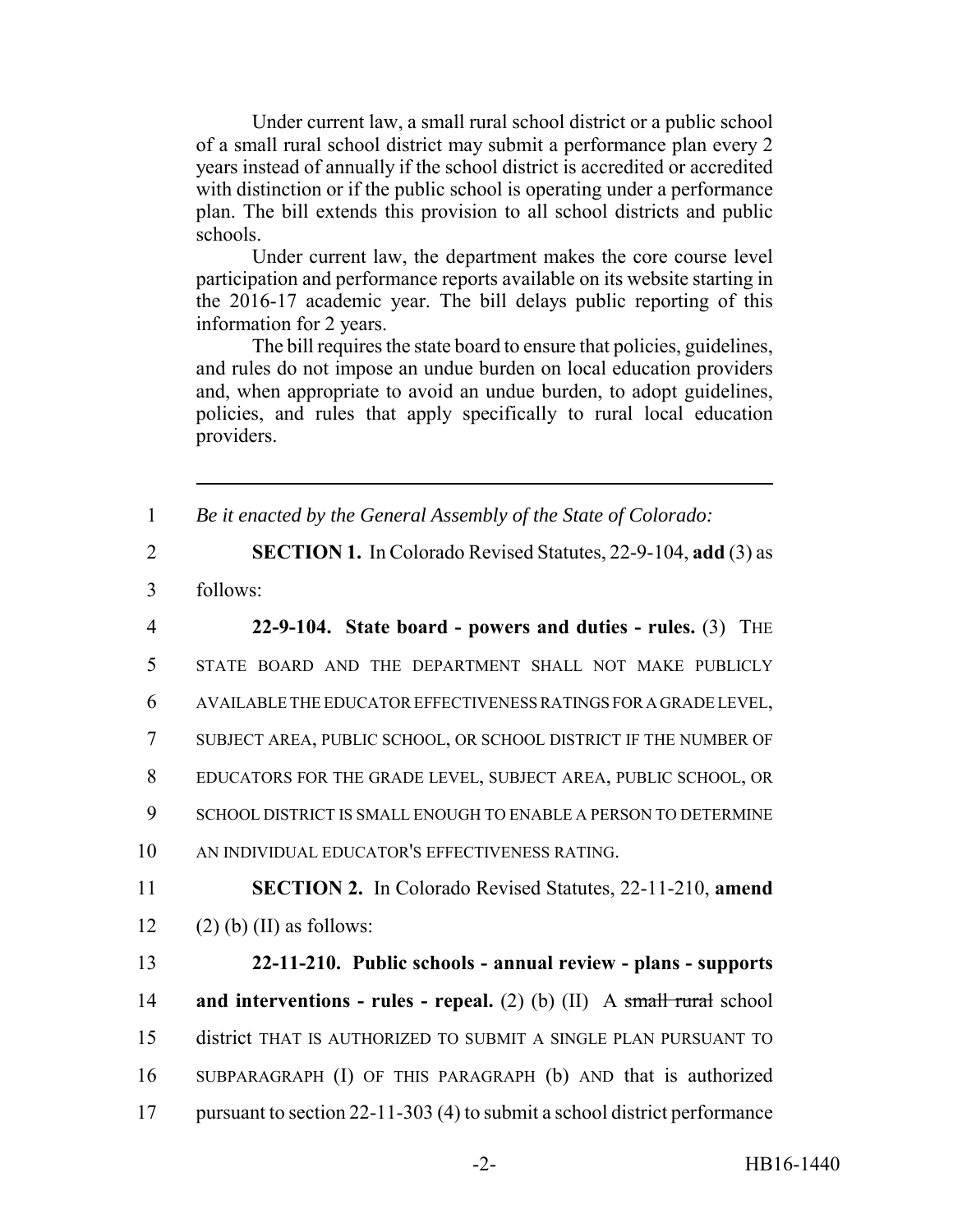Under current law, a small rural school district or a public school of a small rural school district may submit a performance plan every 2 years instead of annually if the school district is accredited or accredited with distinction or if the public school is operating under a performance plan. The bill extends this provision to all school districts and public schools.

Under current law, the department makes the core course level participation and performance reports available on its website starting in the 2016-17 academic year. The bill delays public reporting of this information for 2 years.

The bill requires the state board to ensure that policies, guidelines, and rules do not impose an undue burden on local education providers and, when appropriate to avoid an undue burden, to adopt guidelines, policies, and rules that apply specifically to rural local education providers.

---

1 *Be it enacted by the General Assembly of the State of Colorado:*

2 **SECTION 1.** In Colorado Revised Statutes, 22-9-104, **add** (3) as
3 follows:

4 **22-9-104. State board - powers and duties - rules.** (3) THE
5 STATE BOARD AND THE DEPARTMENT SHALL NOT MAKE PUBLICLY
6 AVAILABLE THE EDUCATOR EFFECTIVENESS RATINGS FOR A GRADE LEVEL,
7 SUBJECT AREA, PUBLIC SCHOOL, OR SCHOOL DISTRICT IF THE NUMBER OF
8 EDUCATORS FOR THE GRADE LEVEL, SUBJECT AREA, PUBLIC SCHOOL, OR
9 SCHOOL DISTRICT IS SMALL ENOUGH TO ENABLE A PERSON TO DETERMINE
10 AN INDIVIDUAL EDUCATOR'S EFFECTIVENESS RATING.

11 **SECTION 2.** In Colorado Revised Statutes, 22-11-210, **amend**
12 (2) (b) (II) as follows:

13 **22-11-210. Public schools - annual review - plans - supports**
14 **and interventions - rules - repeal.** (2) (b) (II) A ~~small rural~~ school
15 district THAT IS AUTHORIZED TO SUBMIT A SINGLE PLAN PURSUANT TO
16 SUBPARAGRAPH (I) OF THIS PARAGRAPH (b) AND that is authorized
17 pursuant to section 22-11-303 (4) to submit a school district performance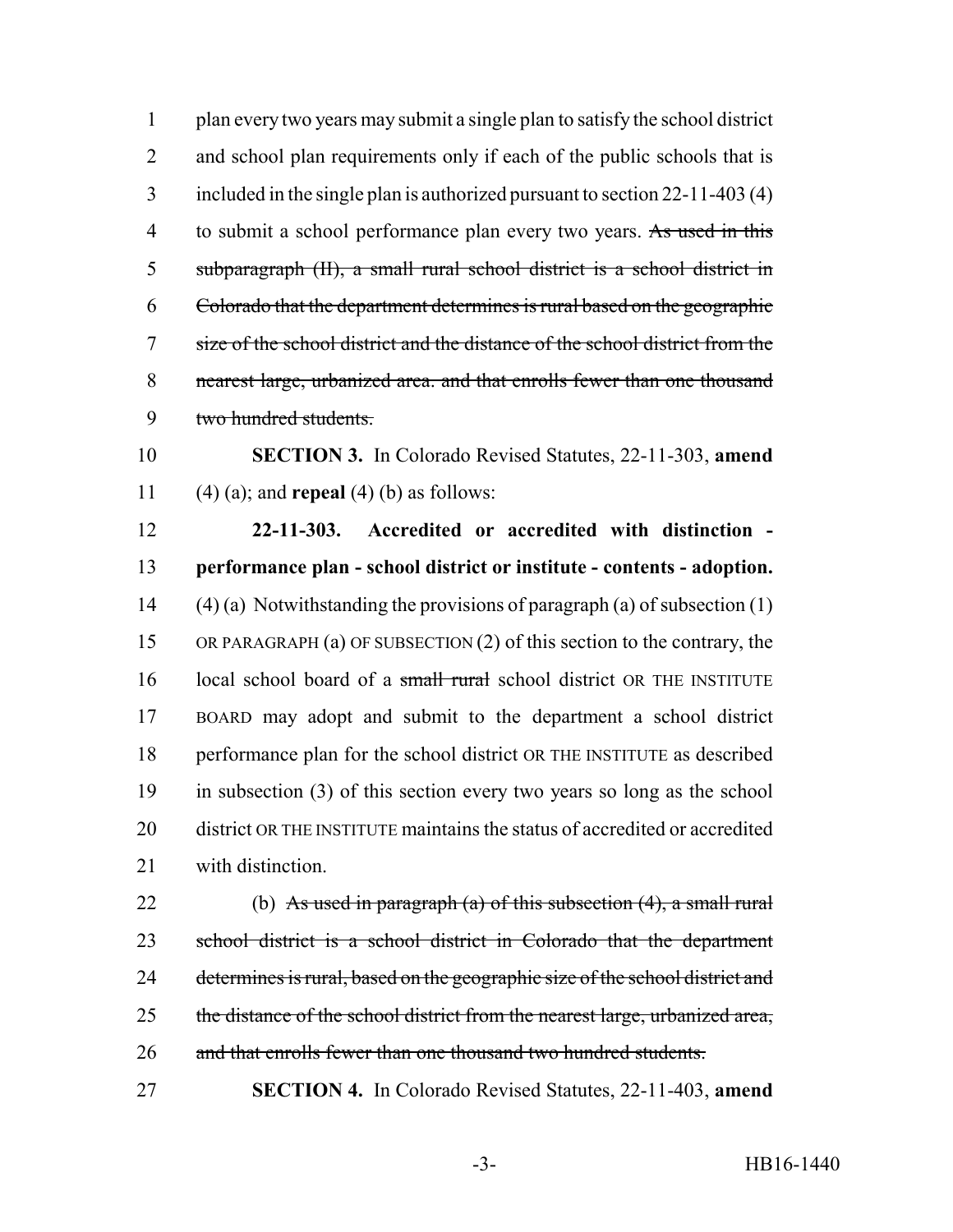plan every two years may submit a single plan to satisfy the school district and school plan requirements only if each of the public schools that is included in the single plan is authorized pursuant to section 22-11-403 (4) to submit a school performance plan every two years. ~~As used in this subparagraph (II), a small rural school district is a school district in Colorado that the department determines is rural based on the geographic size of the school district and the distance of the school district from the nearest large, urbanized area. and that enrolls fewer than one thousand two hundred students.~~

**SECTION 3.** In Colorado Revised Statutes, 22-11-303, **amend** (4) (a); and **repeal** (4) (b) as follows:

**22-11-303. Accredited or accredited with distinction - performance plan - school district or institute - contents - adoption.** (4) (a) Notwithstanding the provisions of paragraph (a) of subsection (1) OR PARAGRAPH (a) OF SUBSECTION (2) of this section to the contrary, the local school board of a ~~small rural~~ school district OR THE INSTITUTE BOARD may adopt and submit to the department a school district performance plan for the school district OR THE INSTITUTE as described in subsection (3) of this section every two years so long as the school district OR THE INSTITUTE maintains the status of accredited or accredited with distinction.

(b) ~~As used in paragraph (a) of this subsection (4), a small rural school district is a school district in Colorado that the department determines is rural, based on the geographic size of the school district and the distance of the school district from the nearest large, urbanized area, and that enrolls fewer than one thousand two hundred students.~~

**SECTION 4.** In Colorado Revised Statutes, 22-11-403, **amend**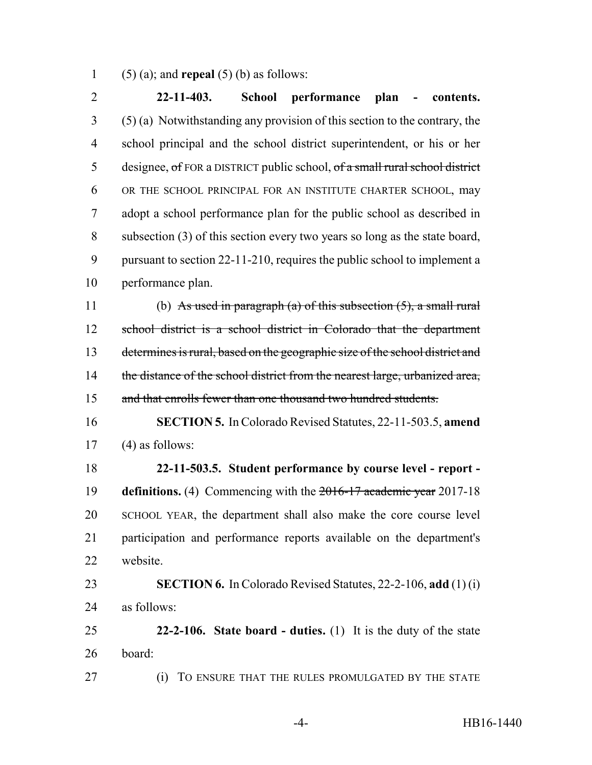(5) (a); and **repeal** (5) (b) as follows:

**22-11-403. School performance plan - contents.** (5) (a) Notwithstanding any provision of this section to the contrary, the school principal and the school district superintendent, or his or her designee, ~~of~~ FOR a DISTRICT public school, ~~of a small rural school district~~ OR THE SCHOOL PRINCIPAL FOR AN INSTITUTE CHARTER SCHOOL, may adopt a school performance plan for the public school as described in subsection (3) of this section every two years so long as the state board, pursuant to section 22-11-210, requires the public school to implement a performance plan.

(b) ~~As used in paragraph (a) of this subsection (5), a small rural school district is a school district in Colorado that the department determines is rural, based on the geographic size of the school district and the distance of the school district from the nearest large, urbanized area, and that enrolls fewer than one thousand two hundred students.~~

**SECTION 5.** In Colorado Revised Statutes, 22-11-503.5, **amend** (4) as follows:

**22-11-503.5. Student performance by course level - report - definitions.** (4) Commencing with the ~~2016-17 academic year~~ 2017-18 SCHOOL YEAR, the department shall also make the core course level participation and performance reports available on the department's website.

**SECTION 6.** In Colorado Revised Statutes, 22-2-106, **add** (1) (i) as follows:

**22-2-106. State board - duties.** (1) It is the duty of the state board:

(i) TO ENSURE THAT THE RULES PROMULGATED BY THE STATE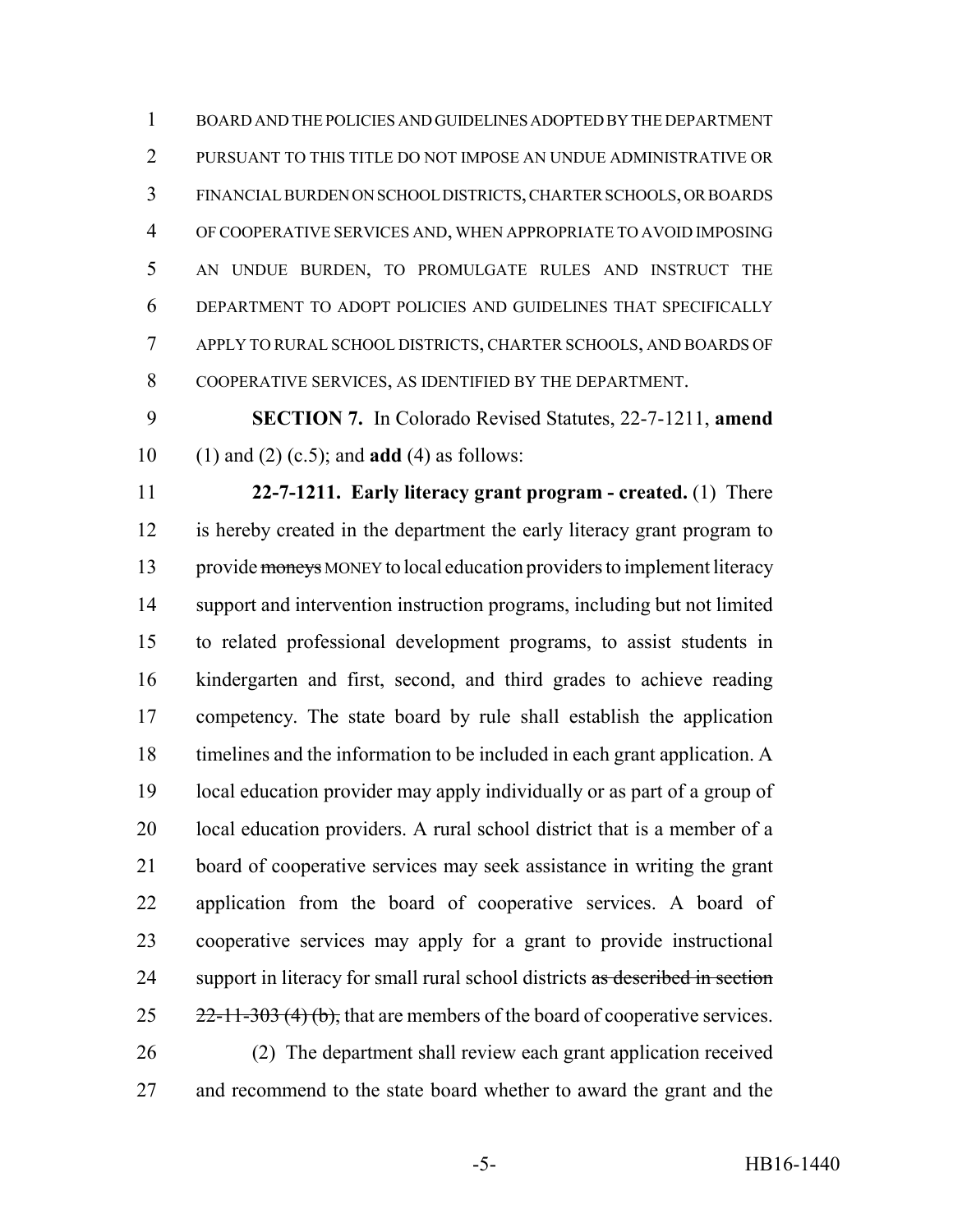BOARD AND THE POLICIES AND GUIDELINES ADOPTED BY THE DEPARTMENT PURSUANT TO THIS TITLE DO NOT IMPOSE AN UNDUE ADMINISTRATIVE OR FINANCIAL BURDEN ON SCHOOL DISTRICTS, CHARTER SCHOOLS, OR BOARDS OF COOPERATIVE SERVICES AND, WHEN APPROPRIATE TO AVOID IMPOSING AN UNDUE BURDEN, TO PROMULGATE RULES AND INSTRUCT THE DEPARTMENT TO ADOPT POLICIES AND GUIDELINES THAT SPECIFICALLY APPLY TO RURAL SCHOOL DISTRICTS, CHARTER SCHOOLS, AND BOARDS OF COOPERATIVE SERVICES, AS IDENTIFIED BY THE DEPARTMENT.

**SECTION 7.** In Colorado Revised Statutes, 22-7-1211, **amend** (1) and (2) (c.5); and **add** (4) as follows:

**22-7-1211. Early literacy grant program - created.** (1) There is hereby created in the department the early literacy grant program to provide ~~moneys~~ MONEY to local education providers to implement literacy support and intervention instruction programs, including but not limited to related professional development programs, to assist students in kindergarten and first, second, and third grades to achieve reading competency. The state board by rule shall establish the application timelines and the information to be included in each grant application. A local education provider may apply individually or as part of a group of local education providers. A rural school district that is a member of a board of cooperative services may seek assistance in writing the grant application from the board of cooperative services. A board of cooperative services may apply for a grant to provide instructional support in literacy for small rural school districts ~~as described in section 22-11-303 (4) (b),~~ that are members of the board of cooperative services.

(2) The department shall review each grant application received and recommend to the state board whether to award the grant and the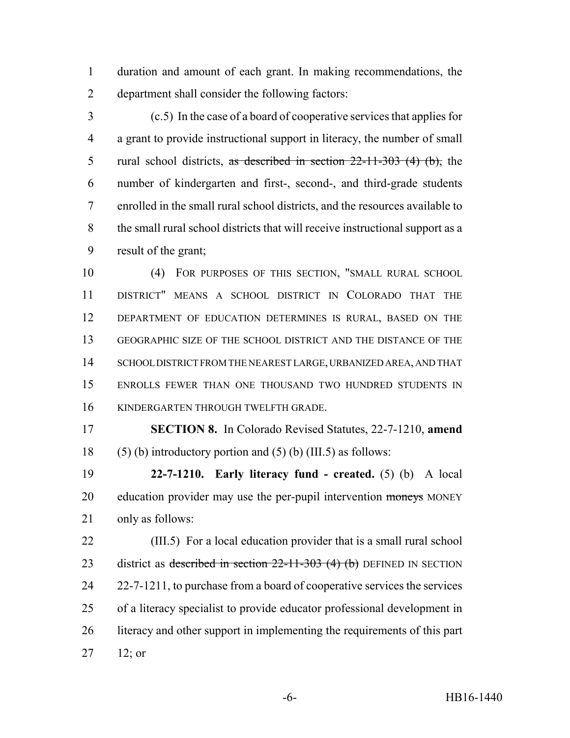duration and amount of each grant. In making recommendations, the department shall consider the following factors:

(c.5) In the case of a board of cooperative services that applies for a grant to provide instructional support in literacy, the number of small rural school districts, ~~as described in section 22-11-303 (4) (b),~~ the number of kindergarten and first-, second-, and third-grade students enrolled in the small rural school districts, and the resources available to the small rural school districts that will receive instructional support as a result of the grant;

(4) FOR PURPOSES OF THIS SECTION, "SMALL RURAL SCHOOL DISTRICT" MEANS A SCHOOL DISTRICT IN COLORADO THAT THE DEPARTMENT OF EDUCATION DETERMINES IS RURAL, BASED ON THE GEOGRAPHIC SIZE OF THE SCHOOL DISTRICT AND THE DISTANCE OF THE SCHOOL DISTRICT FROM THE NEAREST LARGE, URBANIZED AREA, AND THAT ENROLLS FEWER THAN ONE THOUSAND TWO HUNDRED STUDENTS IN KINDERGARTEN THROUGH TWELFTH GRADE.

**SECTION 8.** In Colorado Revised Statutes, 22-7-1210, **amend** (5) (b) introductory portion and (5) (b) (III.5) as follows:

**22-7-1210. Early literacy fund - created.** (5) (b) A local education provider may use the per-pupil intervention ~~moneys~~ MONEY only as follows:

(III.5) For a local education provider that is a small rural school district as ~~described in section 22-11-303 (4) (b)~~ DEFINED IN SECTION 22-7-1211, to purchase from a board of cooperative services the services of a literacy specialist to provide educator professional development in literacy and other support in implementing the requirements of this part 12; or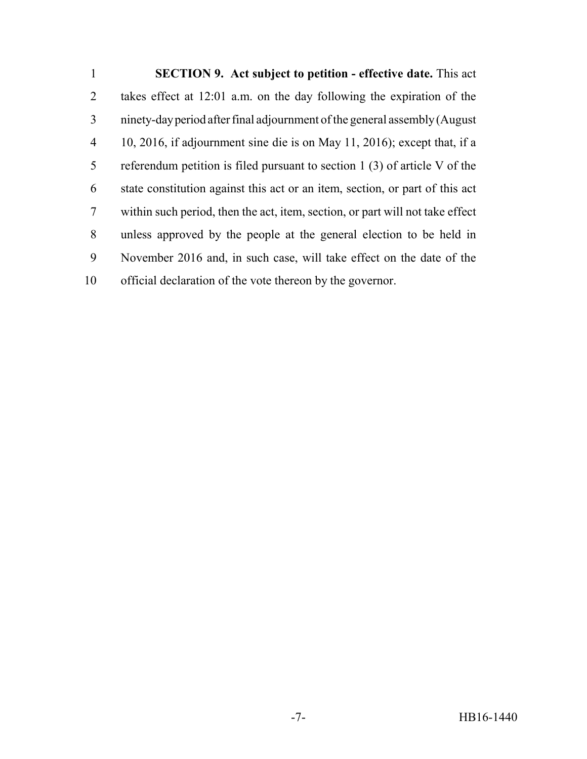**SECTION 9. Act subject to petition - effective date.** This act takes effect at 12:01 a.m. on the day following the expiration of the ninety-day period after final adjournment of the general assembly (August 10, 2016, if adjournment sine die is on May 11, 2016); except that, if a referendum petition is filed pursuant to section 1 (3) of article V of the state constitution against this act or an item, section, or part of this act within such period, then the act, item, section, or part will not take effect unless approved by the people at the general election to be held in November 2016 and, in such case, will take effect on the date of the official declaration of the vote thereon by the governor.